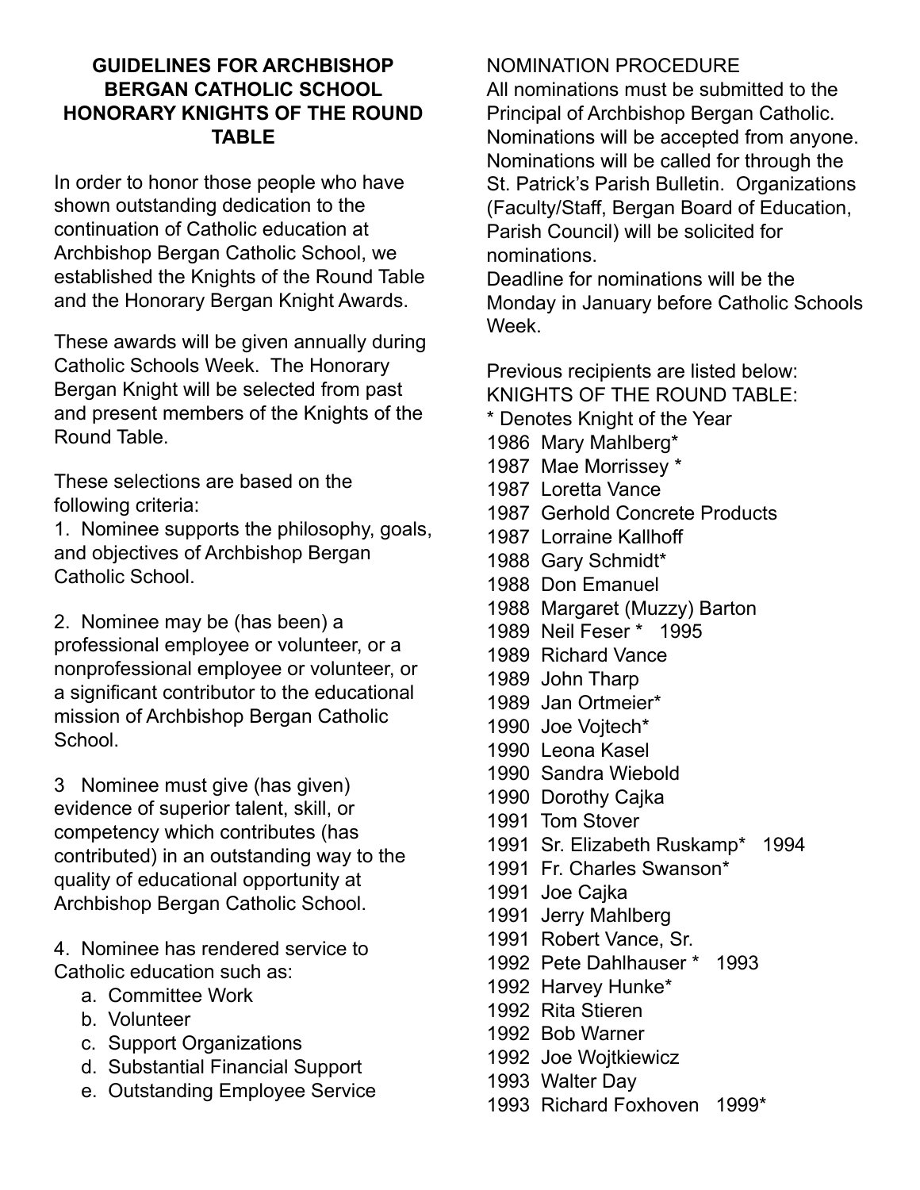# GUIDELINES FOR ARCHBISHOP BERGAN CATHOLIC SCHOOL HONORARY KNIGHTS OF THE ROUND TABLE

In order to honor those people who have shown outstanding dedication to the continuation of Catholic education at Archbishop Bergan Catholic School, we established the Knights of the Round Table and the Honorary Bergan Knight Awards.

These awards will be given annually during Catholic Schools Week. The Honorary Bergan Knight will be selected from past and present members of the Knights of the Round Table.

These selections are based on the following criteria:

1. Nominee supports the philosophy, goals, and objectives of Archbishop Bergan Catholic School.

2. Nominee may be (has been) a professional employee or volunteer, or a nonprofessional employee or volunteer, or a significant contributor to the educational mission of Archbishop Bergan Catholic School.

3 Nominee must give (has given) evidence of superior talent, skill, or competency which contributes (has contributed) in an outstanding way to the quality of educational opportunity at Archbishop Bergan Catholic School.

4. Nominee has rendered service to Catholic education such as:
   a. Committee Work
   b. Volunteer
   c. Support Organizations
   d. Substantial Financial Support
   e. Outstanding Employee Service

NOMINATION PROCEDURE

All nominations must be submitted to the Principal of Archbishop Bergan Catholic. Nominations will be accepted from anyone. Nominations will be called for through the St. Patrick's Parish Bulletin. Organizations (Faculty/Staff, Bergan Board of Education, Parish Council) will be solicited for nominations.

Deadline for nominations will be the Monday in January before Catholic Schools Week.

Previous recipients are listed below:

KNIGHTS OF THE ROUND TABLE:

* Denotes Knight of the Year

1986 Mary Mahlberg*
1987 Mae Morrissey *
1987 Loretta Vance
1987 Gerhold Concrete Products
1987 Lorraine Kallhoff
1988 Gary Schmidt*
1988 Don Emanuel
1988 Margaret (Muzzy) Barton
1989 Neil Feser * 1995
1989 Richard Vance
1989 John Tharp
1989 Jan Ortmeier*
1990 Joe Vojtech*
1990 Leona Kasel
1990 Sandra Wiebold
1990 Dorothy Cajka
1991 Tom Stover
1991 Sr. Elizabeth Ruskamp* 1994
1991 Fr. Charles Swanson*
1991 Joe Cajka
1991 Jerry Mahlberg
1991 Robert Vance, Sr.
1992 Pete Dahlhauser * 1993
1992 Harvey Hunke*
1992 Rita Stieren
1992 Bob Warner
1992 Joe Wojtkiewicz
1993 Walter Day
1993 Richard Foxhoven 1999*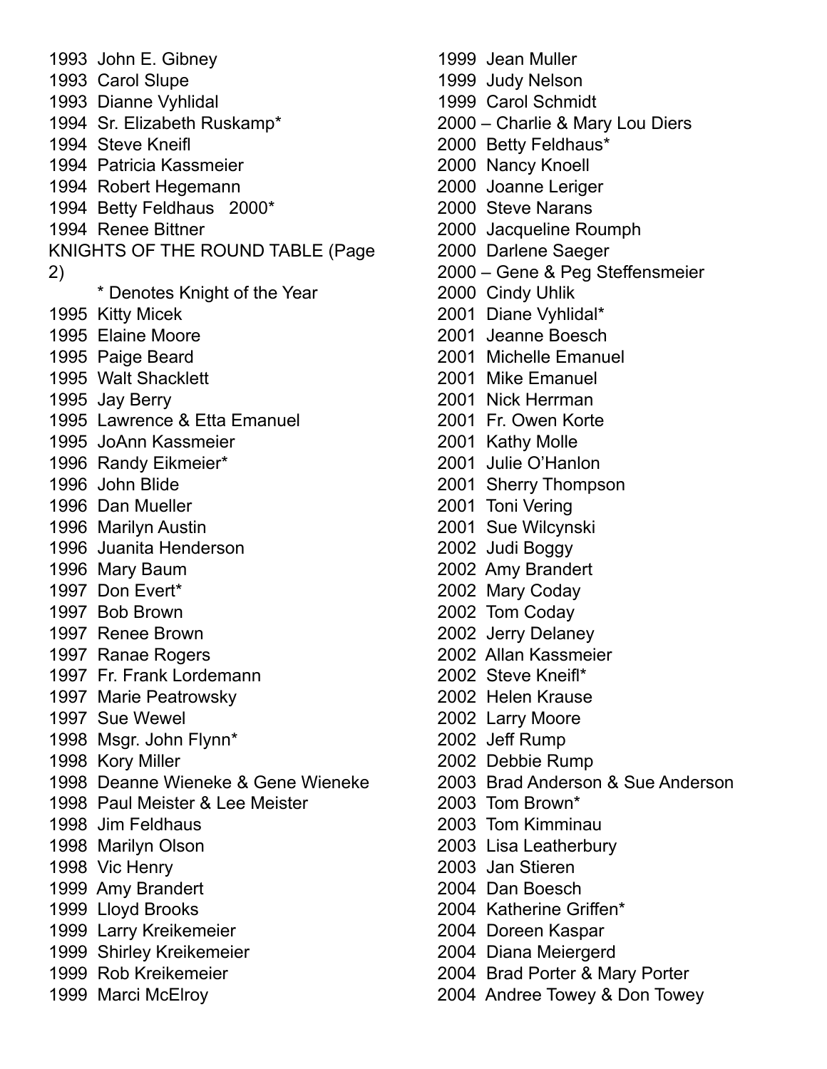1993 John E. Gibney
1993 Carol Slupe
1993 Dianne Vyhlidal
1994 Sr. Elizabeth Ruskamp*
1994 Steve Kneifl
1994 Patricia Kassmeier
1994 Robert Hegemann
1994 Betty Feldhaus 2000*
1994 Renee Bittner

KNIGHTS OF THE ROUND TABLE (Page 2)

* Denotes Knight of the Year

1995 Kitty Micek
1995 Elaine Moore
1995 Paige Beard
1995 Walt Shacklett
1995 Jay Berry
1995 Lawrence & Etta Emanuel
1995 JoAnn Kassmeier
1996 Randy Eikmeier*
1996 John Blide
1996 Dan Mueller
1996 Marilyn Austin
1996 Juanita Henderson
1996 Mary Baum
1997 Don Evert*
1997 Bob Brown
1997 Renee Brown
1997 Ranae Rogers
1997 Fr. Frank Lordemann
1997 Marie Peatrowsky
1997 Sue Wewel
1998 Msgr. John Flynn*
1998 Kory Miller
1998 Deanne Wieneke & Gene Wieneke
1998 Paul Meister & Lee Meister
1998 Jim Feldhaus
1998 Marilyn Olson
1998 Vic Henry
1999 Amy Brandert
1999 Lloyd Brooks
1999 Larry Kreikemeier
1999 Shirley Kreikemeier
1999 Rob Kreikemeier
1999 Marci McElroy
1999 Jean Muller
1999 Judy Nelson
1999 Carol Schmidt
2000 – Charlie & Mary Lou Diers
2000 Betty Feldhaus*
2000 Nancy Knoell
2000 Joanne Leriger
2000 Steve Narans
2000 Jacqueline Roumph
2000 Darlene Saeger
2000 – Gene & Peg Steffensmeier
2000 Cindy Uhlik
2001 Diane Vyhlidal*
2001 Jeanne Boesch
2001 Michelle Emanuel
2001 Mike Emanuel
2001 Nick Herrman
2001 Fr. Owen Korte
2001 Kathy Molle
2001 Julie O'Hanlon
2001 Sherry Thompson
2001 Toni Vering
2001 Sue Wilcynski
2002 Judi Boggy
2002 Amy Brandert
2002 Mary Coday
2002 Tom Coday
2002 Jerry Delaney
2002 Allan Kassmeier
2002 Steve Kneifl*
2002 Helen Krause
2002 Larry Moore
2002 Jeff Rump
2002 Debbie Rump
2003 Brad Anderson & Sue Anderson
2003 Tom Brown*
2003 Tom Kimminau
2003 Lisa Leatherbury
2003 Jan Stieren
2004 Dan Boesch
2004 Katherine Griffen*
2004 Doreen Kaspar
2004 Diana Meiergerd
2004 Brad Porter & Mary Porter
2004 Andree Towey & Don Towey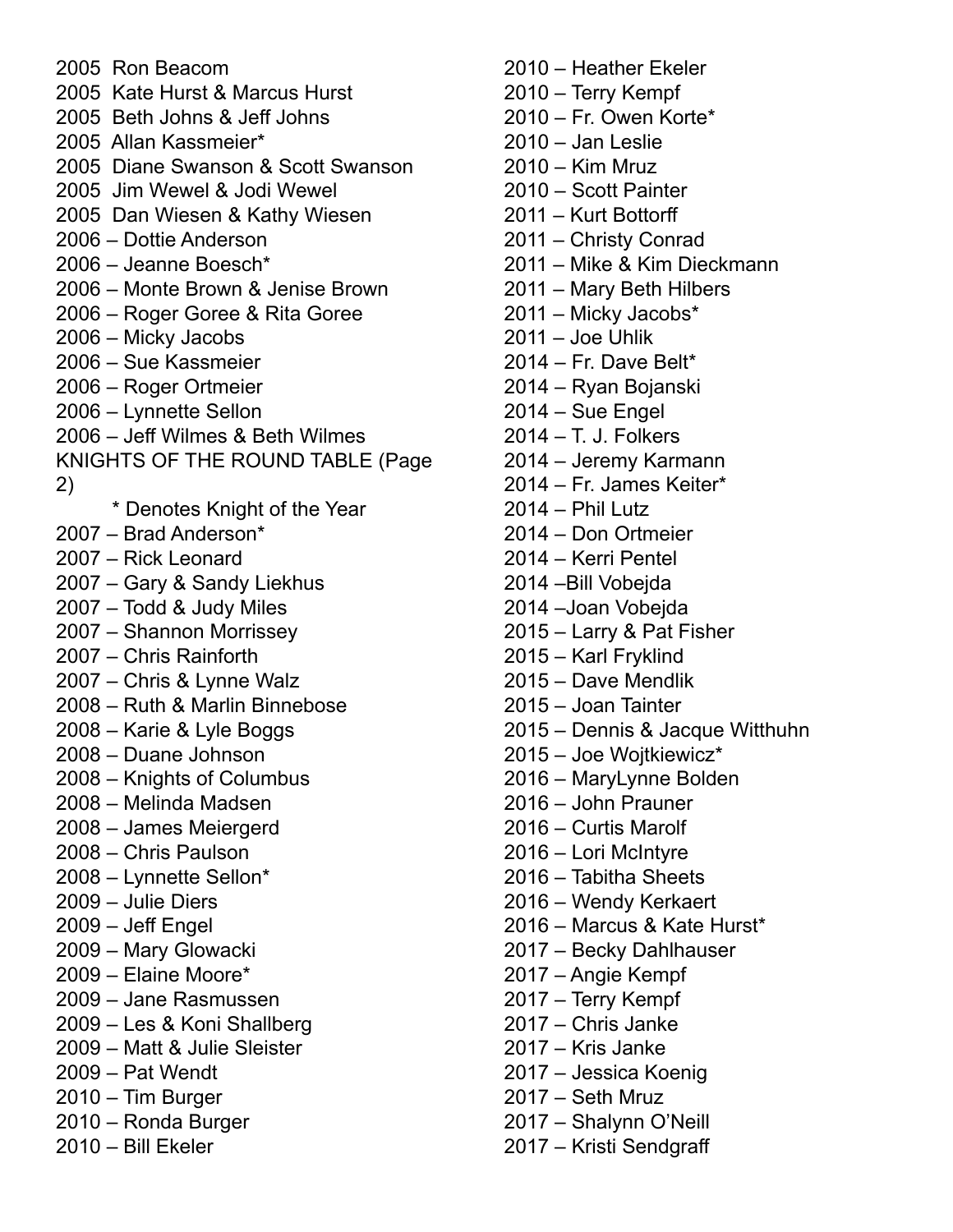2005  Ron Beacom
2005  Kate Hurst & Marcus Hurst
2005  Beth Johns & Jeff Johns
2005  Allan Kassmeier*
2005  Diane Swanson & Scott Swanson
2005  Jim Wewel & Jodi Wewel
2005  Dan Wiesen & Kathy Wiesen
2006 – Dottie Anderson
2006 – Jeanne Boesch*
2006 – Monte Brown & Jenise Brown
2006 – Roger Goree & Rita Goree
2006 – Micky Jacobs
2006 – Sue Kassmeier
2006 – Roger Ortmeier
2006 – Lynnette Sellon
2006 – Jeff Wilmes & Beth Wilmes

## KNIGHTS OF THE ROUND TABLE (Page 2)

\* Denotes Knight of the Year

2007 – Brad Anderson*
2007 – Rick Leonard
2007 – Gary & Sandy Liekhus
2007 – Todd & Judy Miles
2007 – Shannon Morrissey
2007 – Chris Rainforth
2007 – Chris & Lynne Walz
2008 – Ruth & Marlin Binnebose
2008 – Karie & Lyle Boggs
2008 – Duane Johnson
2008 – Knights of Columbus
2008 – Melinda Madsen
2008 – James Meiergerd
2008 – Chris Paulson
2008 – Lynnette Sellon*
2009 – Julie Diers
2009 – Jeff Engel
2009 – Mary Glowacki
2009 – Elaine Moore*
2009 – Jane Rasmussen
2009 – Les & Koni Shallberg
2009 – Matt & Julie Sleister
2009 – Pat Wendt
2010 – Tim Burger
2010 – Ronda Burger
2010 – Bill Ekeler
2010 – Heather Ekeler
2010 – Terry Kempf
2010 – Fr. Owen Korte*
2010 – Jan Leslie
2010 – Kim Mruz
2010 – Scott Painter
2011 – Kurt Bottorff
2011 – Christy Conrad
2011 – Mike & Kim Dieckmann
2011 – Mary Beth Hilbers
2011 – Micky Jacobs*
2011 – Joe Uhlik
2014 – Fr. Dave Belt*
2014 – Ryan Bojanski
2014 – Sue Engel
2014 – T. J. Folkers
2014 – Jeremy Karmann
2014 – Fr. James Keiter*
2014 – Phil Lutz
2014 – Don Ortmeier
2014 – Kerri Pentel
2014 –Bill Vobejda
2014 –Joan Vobejda
2015 – Larry & Pat Fisher
2015 – Karl Fryklind
2015 – Dave Mendlik
2015 – Joan Tainter
2015 – Dennis & Jacque Witthuhn
2015 – Joe Wojtkiewicz*
2016 – MaryLynne Bolden
2016 – John Prauner
2016 – Curtis Marolf
2016 – Lori McIntyre
2016 – Tabitha Sheets
2016 – Wendy Kerkaert
2016 – Marcus & Kate Hurst*
2017 – Becky Dahlhauser
2017 – Angie Kempf
2017 – Terry Kempf
2017 – Chris Janke
2017 – Kris Janke
2017 – Jessica Koenig
2017 – Seth Mruz
2017 – Shalynn O'Neill
2017 – Kristi Sendgraff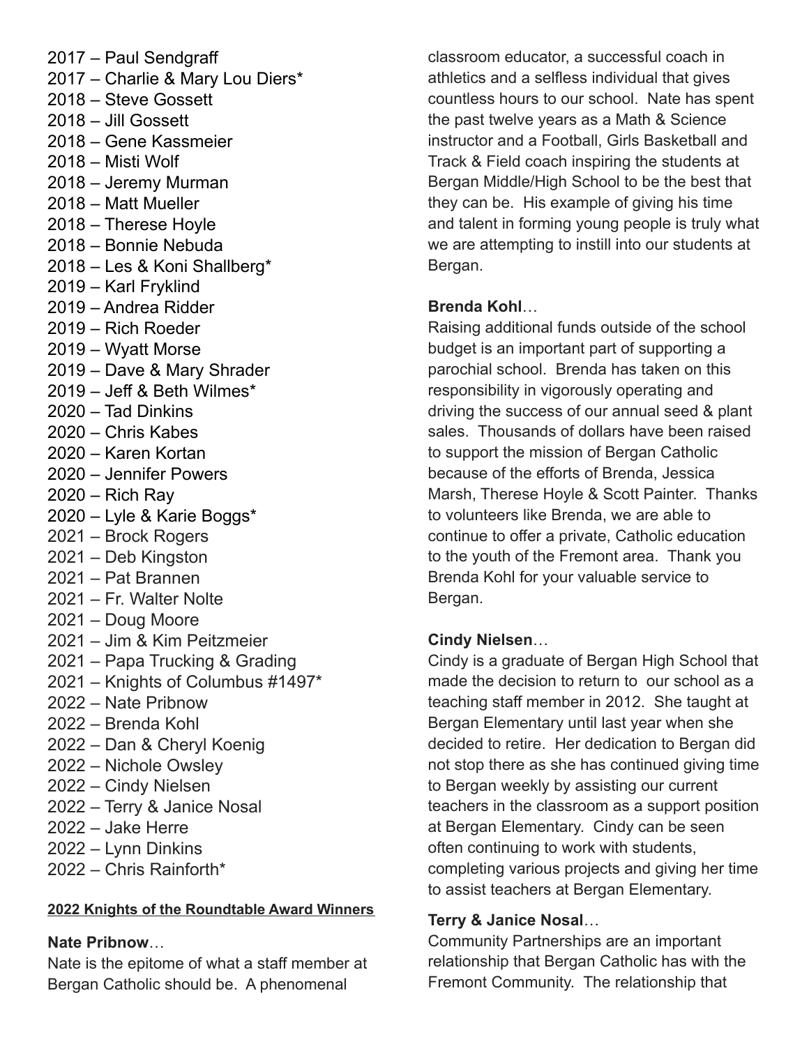2017 – Paul Sendgraff
2017 – Charlie & Mary Lou Diers*
2018 – Steve Gossett
2018 – Jill Gossett
2018 – Gene Kassmeier
2018 – Misti Wolf
2018 – Jeremy Murman
2018 – Matt Mueller
2018 – Therese Hoyle
2018 – Bonnie Nebuda
2018 – Les & Koni Shallberg*
2019 – Karl Fryklind
2019 – Andrea Ridder
2019 – Rich Roeder
2019 – Wyatt Morse
2019 – Dave & Mary Shrader
2019 – Jeff & Beth Wilmes*
2020 – Tad Dinkins
2020 – Chris Kabes
2020 – Karen Kortan
2020 – Jennifer Powers
2020 – Rich Ray
2020 – Lyle & Karie Boggs*
2021 – Brock Rogers
2021 – Deb Kingston
2021 – Pat Brannen
2021 – Fr. Walter Nolte
2021 – Doug Moore
2021 – Jim & Kim Peitzmeier
2021 – Papa Trucking & Grading
2021 – Knights of Columbus #1497*
2022 – Nate Pribnow
2022 – Brenda Kohl
2022 – Dan & Cheryl Koenig
2022 – Nichole Owsley
2022 – Cindy Nielsen
2022 – Terry & Janice Nosal
2022 – Jake Herre
2022 – Lynn Dinkins
2022 – Chris Rainforth*

**2022 Knights of the Roundtable Award Winners**

**Nate Pribnow**…
Nate is the epitome of what a staff member at Bergan Catholic should be. A phenomenal classroom educator, a successful coach in athletics and a selfless individual that gives countless hours to our school. Nate has spent the past twelve years as a Math & Science instructor and a Football, Girls Basketball and Track & Field coach inspiring the students at Bergan Middle/High School to be the best that they can be. His example of giving his time and talent in forming young people is truly what we are attempting to instill into our students at Bergan.

**Brenda Kohl**…
Raising additional funds outside of the school budget is an important part of supporting a parochial school. Brenda has taken on this responsibility in vigorously operating and driving the success of our annual seed & plant sales. Thousands of dollars have been raised to support the mission of Bergan Catholic because of the efforts of Brenda, Jessica Marsh, Therese Hoyle & Scott Painter. Thanks to volunteers like Brenda, we are able to continue to offer a private, Catholic education to the youth of the Fremont area. Thank you Brenda Kohl for your valuable service to Bergan.

**Cindy Nielsen**…
Cindy is a graduate of Bergan High School that made the decision to return to our school as a teaching staff member in 2012. She taught at Bergan Elementary until last year when she decided to retire. Her dedication to Bergan did not stop there as she has continued giving time to Bergan weekly by assisting our current teachers in the classroom as a support position at Bergan Elementary. Cindy can be seen often continuing to work with students, completing various projects and giving her time to assist teachers at Bergan Elementary.

**Terry & Janice Nosal**…
Community Partnerships are an important relationship that Bergan Catholic has with the Fremont Community. The relationship that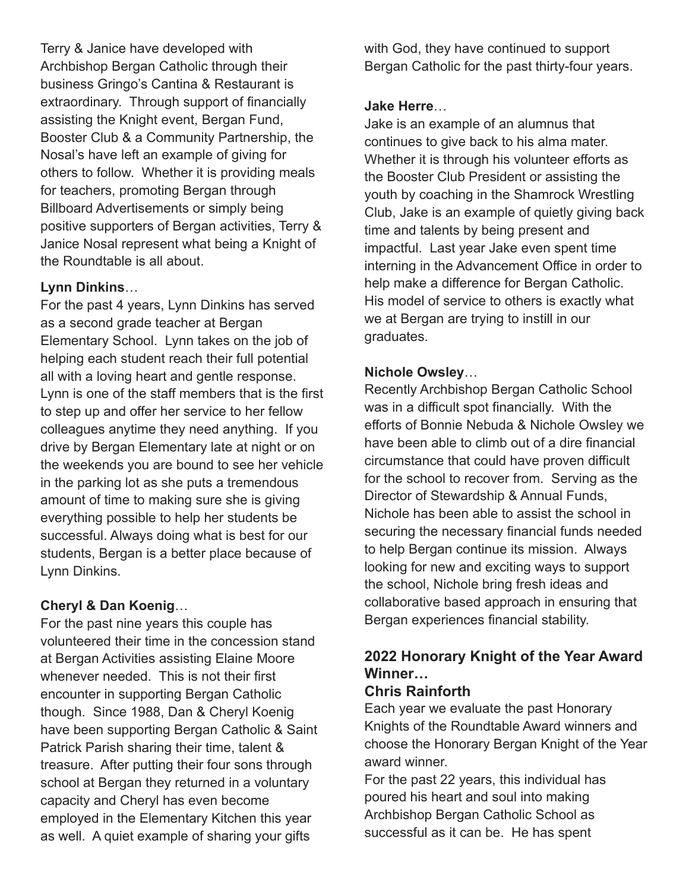Terry & Janice have developed with Archbishop Bergan Catholic through their business Gringo's Cantina & Restaurant is extraordinary. Through support of financially assisting the Knight event, Bergan Fund, Booster Club & a Community Partnership, the Nosal's have left an example of giving for others to follow. Whether it is providing meals for teachers, promoting Bergan through Billboard Advertisements or simply being positive supporters of Bergan activities, Terry & Janice Nosal represent what being a Knight of the Roundtable is all about.

**Lynn Dinkins**…
For the past 4 years, Lynn Dinkins has served as a second grade teacher at Bergan Elementary School. Lynn takes on the job of helping each student reach their full potential all with a loving heart and gentle response. Lynn is one of the staff members that is the first to step up and offer her service to her fellow colleagues anytime they need anything. If you drive by Bergan Elementary late at night or on the weekends you are bound to see her vehicle in the parking lot as she puts a tremendous amount of time to making sure she is giving everything possible to help her students be successful. Always doing what is best for our students, Bergan is a better place because of Lynn Dinkins.

**Cheryl & Dan Koenig**…
For the past nine years this couple has volunteered their time in the concession stand at Bergan Activities assisting Elaine Moore whenever needed. This is not their first encounter in supporting Bergan Catholic though. Since 1988, Dan & Cheryl Koenig have been supporting Bergan Catholic & Saint Patrick Parish sharing their time, talent & treasure. After putting their four sons through school at Bergan they returned in a voluntary capacity and Cheryl has even become employed in the Elementary Kitchen this year as well. A quiet example of sharing your gifts with God, they have continued to support Bergan Catholic for the past thirty-four years.

**Jake Herre**…
Jake is an example of an alumnus that continues to give back to his alma mater. Whether it is through his volunteer efforts as the Booster Club President or assisting the youth by coaching in the Shamrock Wrestling Club, Jake is an example of quietly giving back time and talents by being present and impactful. Last year Jake even spent time interning in the Advancement Office in order to help make a difference for Bergan Catholic. His model of service to others is exactly what we at Bergan are trying to instill in our graduates.

**Nichole Owsley**…
Recently Archbishop Bergan Catholic School was in a difficult spot financially. With the efforts of Bonnie Nebuda & Nichole Owsley we have been able to climb out of a dire financial circumstance that could have proven difficult for the school to recover from. Serving as the Director of Stewardship & Annual Funds, Nichole has been able to assist the school in securing the necessary financial funds needed to help Bergan continue its mission. Always looking for new and exciting ways to support the school, Nichole bring fresh ideas and collaborative based approach in ensuring that Bergan experiences financial stability.

### 2022 Honorary Knight of the Year Award Winner…
### Chris Rainforth

Each year we evaluate the past Honorary Knights of the Roundtable Award winners and choose the Honorary Bergan Knight of the Year award winner.
For the past 22 years, this individual has poured his heart and soul into making Archbishop Bergan Catholic School as successful as it can be. He has spent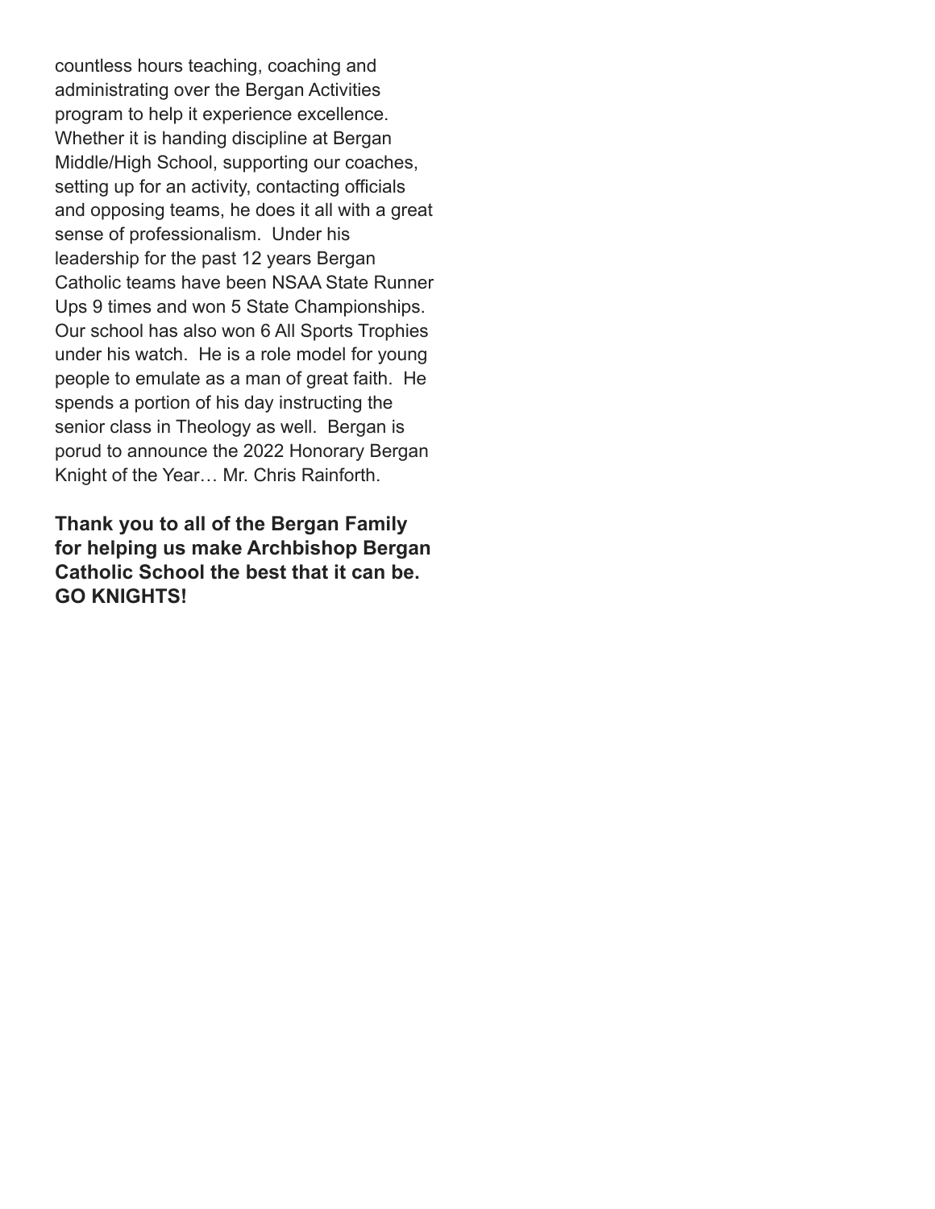countless hours teaching, coaching and administrating over the Bergan Activities program to help it experience excellence. Whether it is handing discipline at Bergan Middle/High School, supporting our coaches, setting up for an activity, contacting officials and opposing teams, he does it all with a great sense of professionalism. Under his leadership for the past 12 years Bergan Catholic teams have been NSAA State Runner Ups 9 times and won 5 State Championships. Our school has also won 6 All Sports Trophies under his watch. He is a role model for young people to emulate as a man of great faith. He spends a portion of his day instructing the senior class in Theology as well. Bergan is porud to announce the 2022 Honorary Bergan Knight of the Year… Mr. Chris Rainforth.

**Thank you to all of the Bergan Family for helping us make Archbishop Bergan Catholic School the best that it can be. GO KNIGHTS!**